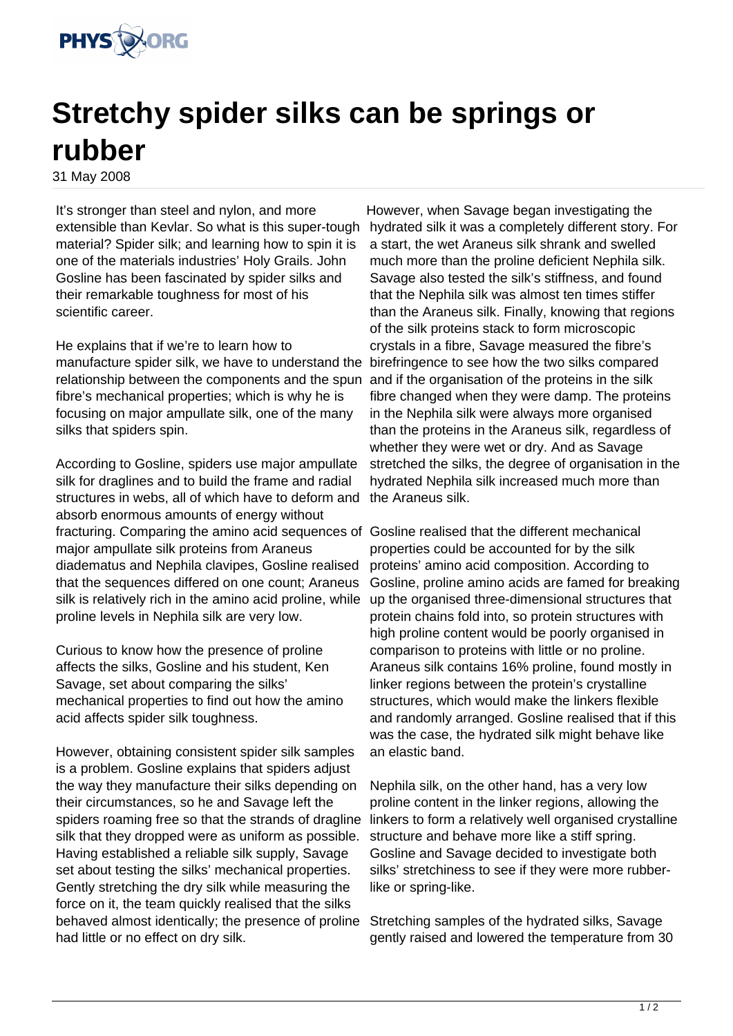# Stretchy spider silks can be springs or rubber

31 May 2008

It's stronger than steel and nylon, and more extensible than Kevlar. So what is this super-tough material? Spider silk; and learning how to spin it is one of the materials industries' Holy Grails. John Gosline has been fascinated by spider silks and their remarkable toughness for most of his scientific career.

He explains that if we're to learn how to manufacture spider silk, we have to understand the relationship between the components and the spun fibre's mechanical properties; which is why he is focusing on major ampullate silk, one of the many silks that spiders spin.

According to Gosline, spiders use major ampullate silk for draglines and to build the frame and radial structures in webs, all of which have to deform and absorb enormous amounts of energy without fracturing. Comparing the amino acid sequences of major ampullate silk proteins from Araneus diadematus and Nephila clavipes, Gosline realised that the sequences differed on one count; Araneus silk is relatively rich in the amino acid proline, while proline levels in Nephila silk are very low.

Curious to know how the presence of proline affects the silks, Gosline and his student, Ken Savage, set about comparing the silks' mechanical properties to find out how the amino acid affects spider silk toughness.

However, obtaining consistent spider silk samples is a problem. Gosline explains that spiders adjust the way they manufacture their silks depending on their circumstances, so he and Savage left the spiders roaming free so that the strands of dragline silk that they dropped were as uniform as possible. Having established a reliable silk supply, Savage set about testing the silks' mechanical properties. Gently stretching the dry silk while measuring the force on it, the team quickly realised that the silks behaved almost identically; the presence of proline had little or no effect on dry silk.

However, when Savage began investigating the hydrated silk it was a completely different story. For a start, the wet Araneus silk shrank and swelled much more than the proline deficient Nephila silk. Savage also tested the silk's stiffness, and found that the Nephila silk was almost ten times stiffer than the Araneus silk. Finally, knowing that regions of the silk proteins stack to form microscopic crystals in a fibre, Savage measured the fibre's birefringence to see how the two silks compared and if the organisation of the proteins in the silk fibre changed when they were damp. The proteins in the Nephila silk were always more organised than the proteins in the Araneus silk, regardless of whether they were wet or dry. And as Savage stretched the silks, the degree of organisation in the hydrated Nephila silk increased much more than the Araneus silk.

Gosline realised that the different mechanical properties could be accounted for by the silk proteins' amino acid composition. According to Gosline, proline amino acids are famed for breaking up the organised three-dimensional structures that protein chains fold into, so protein structures with high proline content would be poorly organised in comparison to proteins with little or no proline. Araneus silk contains 16% proline, found mostly in linker regions between the protein's crystalline structures, which would make the linkers flexible and randomly arranged. Gosline realised that if this was the case, the hydrated silk might behave like an elastic band.

Nephila silk, on the other hand, has a very low proline content in the linker regions, allowing the linkers to form a relatively well organised crystalline structure and behave more like a stiff spring. Gosline and Savage decided to investigate both silks' stretchiness to see if they were more rubber-like or spring-like.

Stretching samples of the hydrated silks, Savage gently raised and lowered the temperature from 30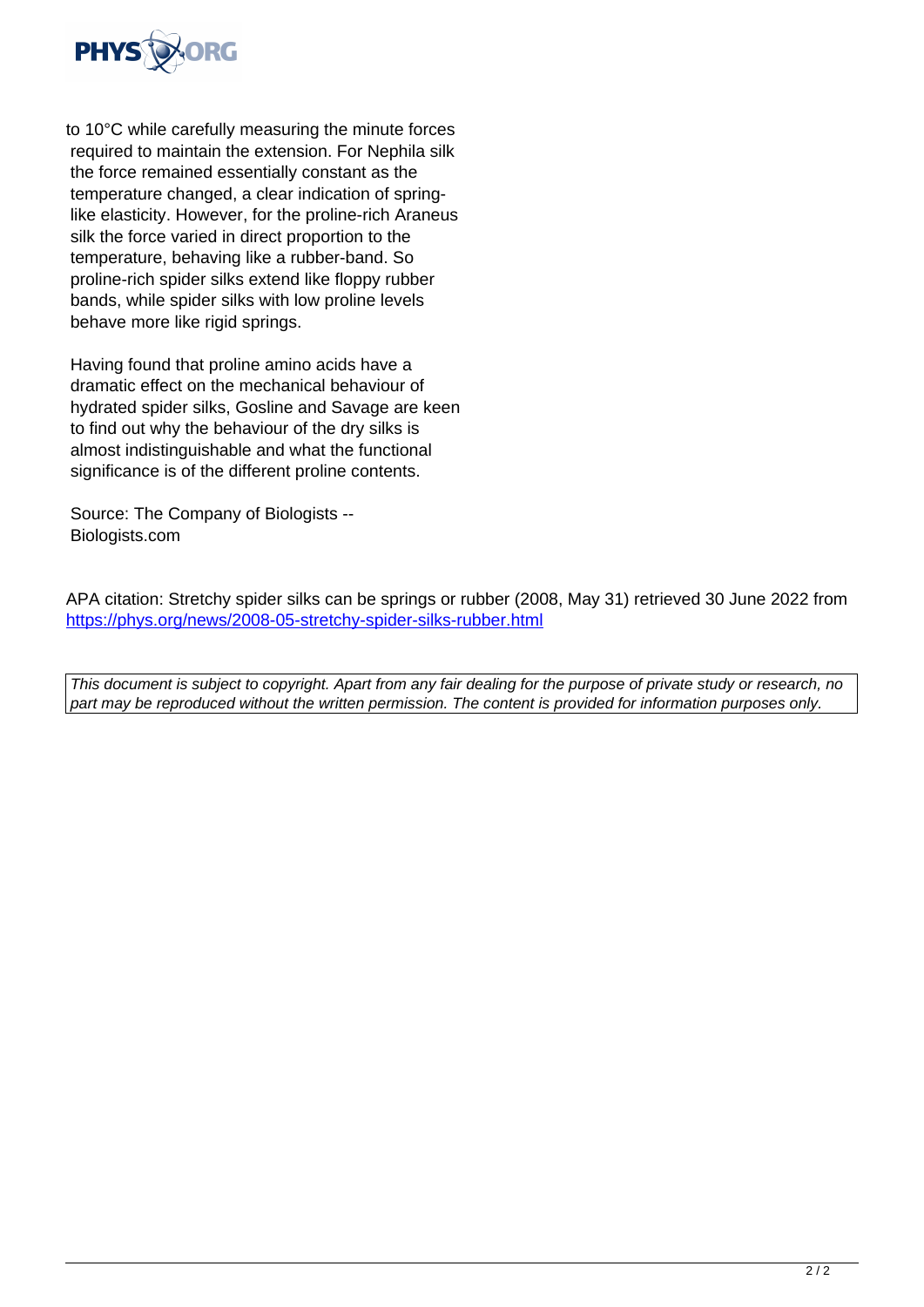to 10°C while carefully measuring the minute forces required to maintain the extension. For Nephila silk the force remained essentially constant as the temperature changed, a clear indication of spring-like elasticity. However, for the proline-rich Araneus silk the force varied in direct proportion to the temperature, behaving like a rubber-band. So proline-rich spider silks extend like floppy rubber bands, while spider silks with low proline levels behave more like rigid springs.

Having found that proline amino acids have a dramatic effect on the mechanical behaviour of hydrated spider silks, Gosline and Savage are keen to find out why the behaviour of the dry silks is almost indistinguishable and what the functional significance is of the different proline contents.

Source: The Company of Biologists -- Biologists.com

APA citation: Stretchy spider silks can be springs or rubber (2008, May 31) retrieved 30 June 2022 from https://phys.org/news/2008-05-stretchy-spider-silks-rubber.html

*This document is subject to copyright. Apart from any fair dealing for the purpose of private study or research, no part may be reproduced without the written permission. The content is provided for information purposes only.*